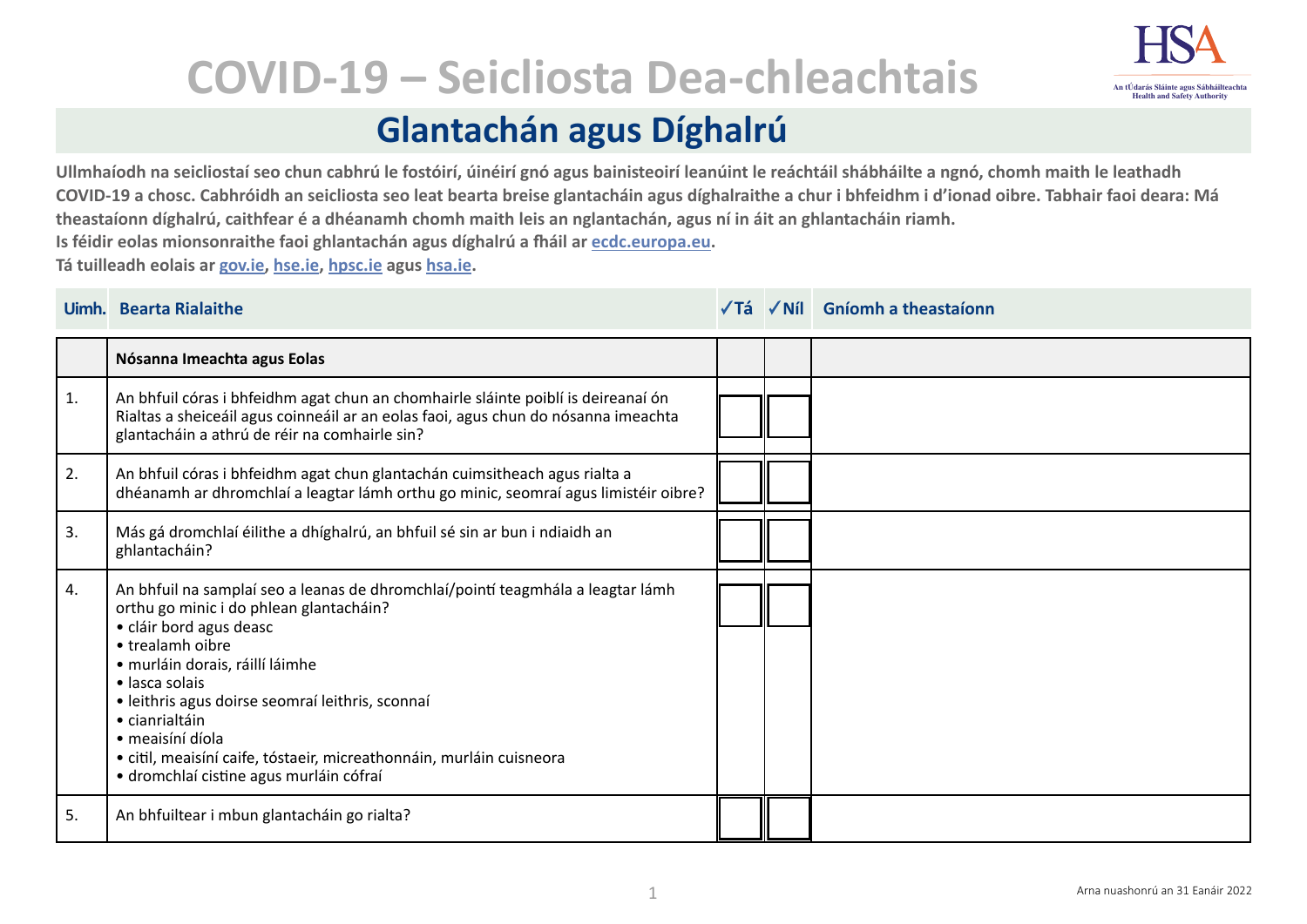# COVID-19 – Seicliosta Dea-chleachtais

## Glantachán agus Díghalrú

**Ullmhaíodh na seicliostaí seo chun cabhrú le fostóirí, úinéirí gnó agus bainisteoirí leanúint le reáchtáil shábháilte a ngnó, chomh maith le leathadh COVID-19 a chosc. Cabhróidh an seicliosta seo leat bearta breise glantacháin agus díghalraithe a chur i bhfeidhm i d'ionad oibre. Tabhair faoi deara: Má theastaíonn díghalrú, caithfear é a dhéanamh chomh maith leis an nglantachán, agus ní in áit an ghlantacháin riamh.**

**Is féidir eolas mionsonraithe faoi ghlantachán agus díghalrú a fháil ar ecdc.europa.eu.**

**Tá tuilleadh eolais ar gov.ie, hse.ie, hpsc.ie agus hsa.ie.**

| Uimh. | Bearta Rialaithe | ✓Tá | ✓Níl | Gníomh a theastaíonn |
|---|---|---|---|---|
| | **Nósanna Imeachta agus Eolas** | | | |
| 1. | An bhfuil córas i bhfeidhm agat chun an chomhairle sláinte poiblí is deireanaí ón Rialtas a sheiceáil agus coinneáil ar an eolas faoi, agus chun do nósanna imeachta glantacháin a athrú de réir na comhairle sin? | | | |
| 2. | An bhfuil córas i bhfeidhm agat chun glantachán cuimsitheach agus rialta a dhéanamh ar dhromchlaí a leagtar lámh orthu go minic, seomraí agus limistéir oibre? | | | |
| 3. | Más gá dromchlaí éilithe a dhíghalrú, an bhfuil sé sin ar bun i ndiaidh an ghlantacháin? | | | |
| 4. | An bhfuil na samplaí seo a leanas de dhromchlaí/pointí teagmhála a leagtar lámh orthu go minic i do phlean glantacháin?<br>• cláir bord agus deasc<br>• trealamh oibre<br>• murláin dorais, ráillí láimhe<br>• lasca solais<br>• leithris agus doirse seomraí leithris, sconnaí<br>• cianrialtáin<br>• meaisíní díola<br>• citil, meaisíní caife, tóstaeir, micreathonnáin, murláin cuisneora<br>• dromchlaí cistine agus murláin cófraí | | | |
| 5. | An bhfuiltear i mbun glantacháin go rialta? | | | |

Arna nuashonrú an 31 Eanáir 2022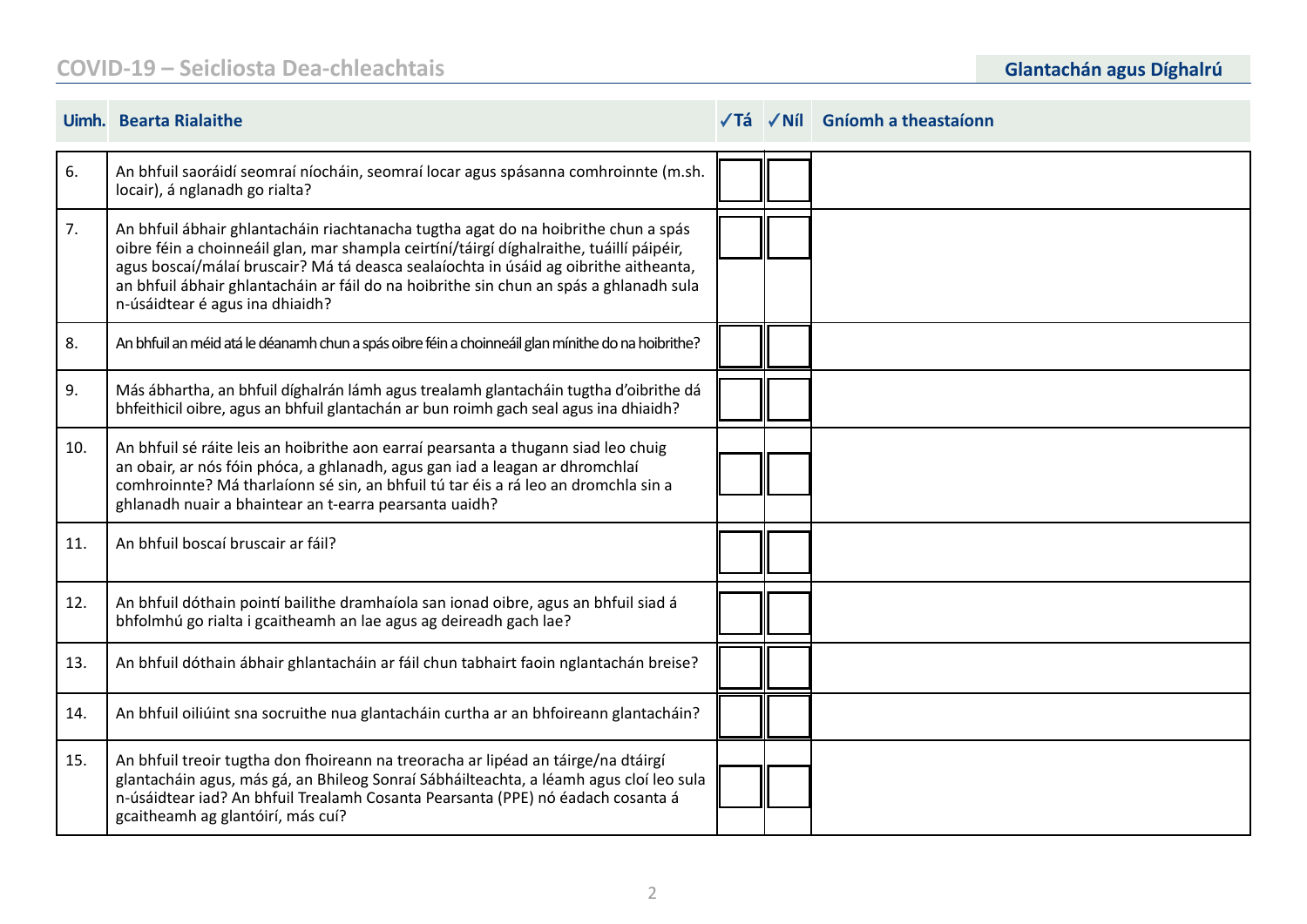| Uimh. | Bearta Rialaithe | ✓Tá | ✓Níl | Gníomh a theastaíonn |
|---|---|---|---|---|
| 6. | An bhfuil saoráidí seomraí níocháin, seomraí locar agus spásanna comhroinnte (m.sh. locair), á nglanadh go rialta? | | | |
| 7. | An bhfuil ábhair ghlantacháin riachtanacha tugtha agat do na hoibrithe chun a spás oibre féin a choinneáil glan, mar shampla ceirtíní/táirgí díghalraithe, tuáillí páipéir, agus boscaí/málaí bruscair? Má tá deasca sealaíochta in úsáid ag oibrithe aitheanta, an bhfuil ábhair ghlantacháin ar fáil do na hoibrithe sin chun an spás a ghlanadh sula n-úsáidtear é agus ina dhiaidh? | | | |
| 8. | An bhfuil an méid atá le déanamh chun a spás oibre féin a choinneáil glan mínithe do na hoibrithe? | | | |
| 9. | Más ábhartha, an bhfuil díghalrán lámh agus trealamh glantacháin tugtha d'oibrithe dá bhfeithicil oibre, agus an bhfuil glantachán ar bun roimh gach seal agus ina dhiaidh? | | | |
| 10. | An bhfuil sé ráite leis an hoibrithe aon earraí pearsanta a thugann siad leo chuig an obair, ar nós fóin phóca, a ghlanadh, agus gan iad a leagan ar dhromchlaí comhroinnte? Má tharlaíonn sé sin, an bhfuil tú tar éis a rá leo an dromchla sin a ghlanadh nuair a bhaintear an t-earra pearsanta uaidh? | | | |
| 11. | An bhfuil boscaí bruscair ar fáil? | | | |
| 12. | An bhfuil dóthain pointí bailithe dramhaíola san ionad oibre, agus an bhfuil siad á bhfolmhú go rialta i gcaitheamh an lae agus ag deireadh gach lae? | | | |
| 13. | An bhfuil dóthain ábhair ghlantacháin ar fáil chun tabhairt faoin nglantachán breise? | | | |
| 14. | An bhfuil oiliúint sna socruithe nua glantacháin curtha ar an bhfoireann glantacháin? | | | |
| 15. | An bhfuil treoir tugtha don fhoireann na treoracha ar lipéad an táirge/na dtáirgí glantacháin agus, más gá, an Bhileog Sonraí Sábháilteachta, a léamh agus cloí leo sula n-úsáidtear iad? An bhfuil Trealamh Cosanta Pearsanta (PPE) nó éadach cosanta á gcaitheamh ag glantóirí, más cuí? | | | |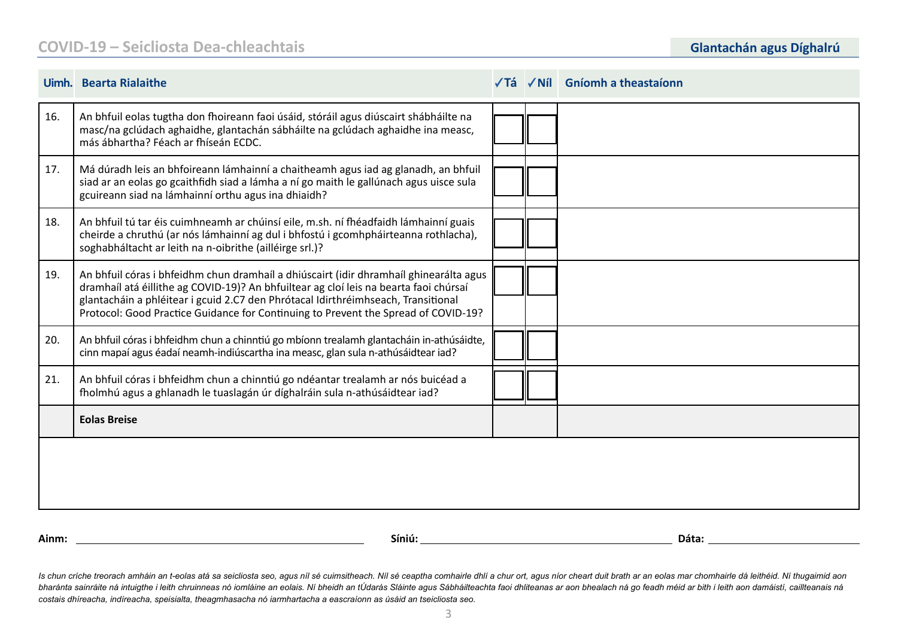| Uimh. | Bearta Rialaithe | ✓Tá | ✓Níl | Gníomh a theastaíonn |
|---|---|---|---|---|
| 16. | An bhfuil eolas tugtha don fhoireann faoi úsáid, stóráil agus diúscairt shábháilte na masc/na gclúdach aghaidhe, glantachán sábháilte na gclúdach aghaidhe ina measc, más ábhartha? Féach ar fhíseán ECDC. | | | |
| 17. | Má dúradh leis an bhfoireann lámhainní a chaitheamh agus iad ag glanadh, an bhfuil siad ar an eolas go gcaithfidh siad a lámha a ní go maith le gallúnach agus uisce sula gcuireann siad na lámhainní orthu agus ina dhiaidh? | | | |
| 18. | An bhfuil tú tar éis cuimhneamh ar chúinsí eile, m.sh. ní fhéadfaidh lámhainní guais cheirde a chruthú (ar nós lámhainní ag dul i bhfostú i gcomhpháirteanna rothlacha), soghabháltacht ar leith na n-oibrithe (ailléirge srl.)? | | | |
| 19. | An bhfuil córas i bhfeidhm chun dramhaíl a dhiúscairt (idir dhramhaíl ghinearálta agus dramhaíl atá éillithe ag COVID-19)? An bhfuiltear ag cloí leis na bearta faoi chúrsaí glantacháin a phléitear i gcuid 2.C7 den Phrótacal Idirthréimhseach, Transitional Protocol: Good Practice Guidance for Continuing to Prevent the Spread of COVID-19? | | | |
| 20. | An bhfuil córas i bhfeidhm chun a chinntiú go mbíonn trealamh glantacháin in-athúsáidte, cinn mapaí agus éadaí neamh-indiúscartha ina measc, glan sula n-athúsáidtear iad? | | | |
| 21. | An bhfuil córas i bhfeidhm chun a chinntiú go ndéantar trealamh ar nós buicéad a fholmhú agus a ghlanadh le tuaslagán úr díghalráin sula n-athúsáidtear iad? | | | |
| | **Eolas Breise** | | | |

**Ainm:** ____________________ **Síniú:** ____________________ **Dáta:** ____________________

*Is chun críche treorach amháin an t-eolas atá sa seicliosta seo, agus níl sé cuimsitheach. Níl sé ceaptha comhairle dhlí a chur ort, agus níor cheart duit brath ar an eolas mar chomhairle dá leithéid. Ní thugaimid aon bharánta sainráite ná intuigthe i leith chruinneas nó iomláine an eolais. Ní bheidh an tÚdarás Sláinte agus Sábháilteachta faoi dhliteanas ar aon bhealach ná go feadh méid ar bith i leith aon damáistí, caillteanais ná costais dhíreacha, indíreacha, speisialta, theagmhasacha nó iarmhartacha a eascraíonn as úsáid an tseicliosta seo.*